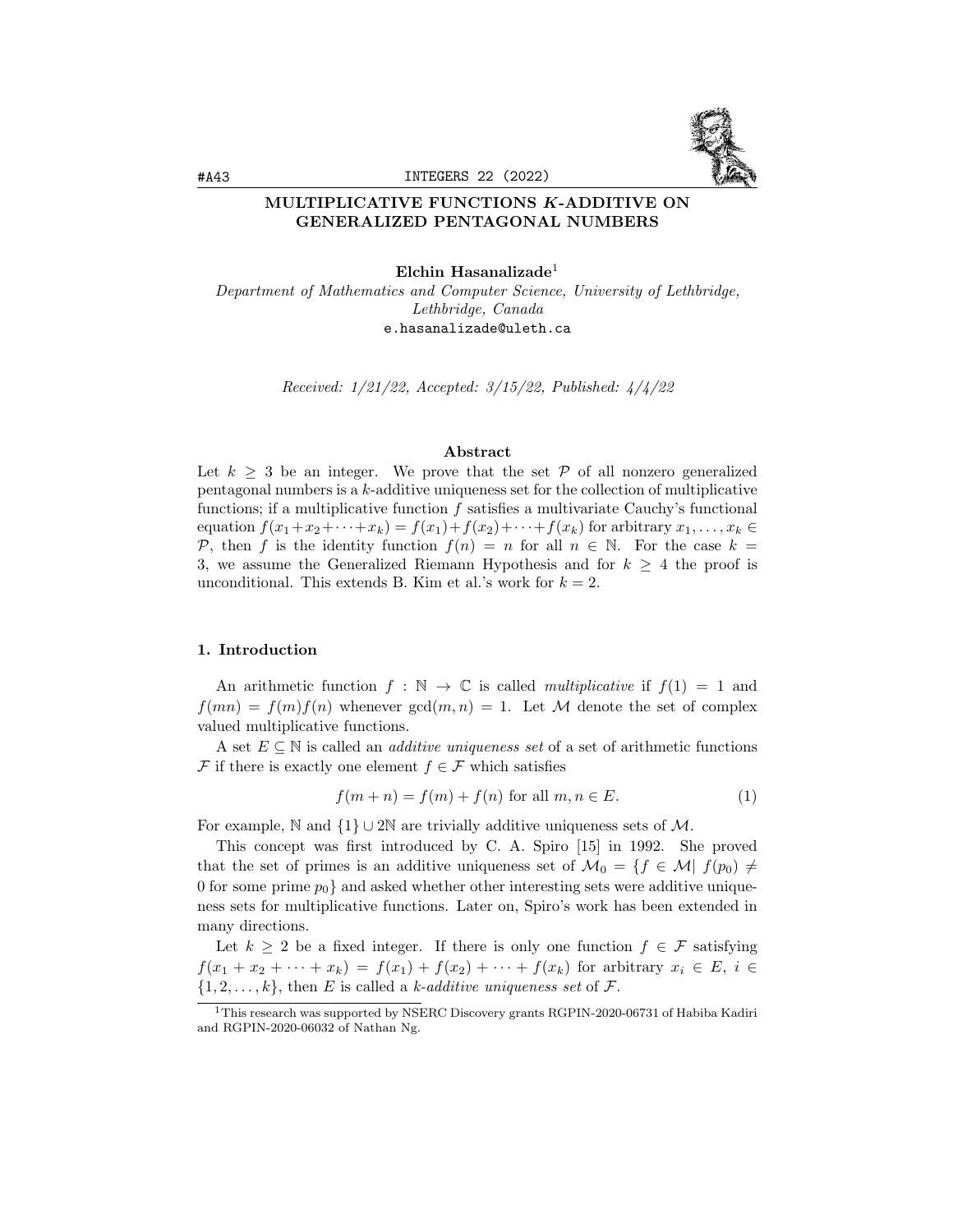# MULTIPLICATIVE FUNCTIONS *K*-ADDITIVE ON GENERALIZED PENTAGONAL NUMBERS

**Elchin Hasanalizade**[1]

*Department of Mathematics and Computer Science, University of Lethbridge, Lethbridge, Canada*
e.hasanalizade@uleth.ca

*Received: 1/21/22, Accepted: 3/15/22, Published: 4/4/22*

### Abstract

Let $k \geq 3$ be an integer. We prove that the set $\mathcal{P}$ of all nonzero generalized pentagonal numbers is a $k$-additive uniqueness set for the collection of multiplicative functions; if a multiplicative function $f$ satisfies a multivariate Cauchy's functional equation $f(x_1+x_2+\cdots+x_k) = f(x_1)+f(x_2)+\cdots+f(x_k)$ for arbitrary $x_1, \ldots, x_k \in \mathcal{P}$, then $f$ is the identity function $f(n) = n$ for all $n \in \mathbb{N}$. For the case $k = 3$, we assume the Generalized Riemann Hypothesis and for $k \geq 4$ the proof is unconditional. This extends B. Kim et al.'s work for $k = 2$.

## 1. Introduction

An arithmetic function $f : \mathbb{N} \to \mathbb{C}$ is called *multiplicative* if $f(1) = 1$ and $f(mn) = f(m)f(n)$ whenever $\gcd(m, n) = 1$. Let $\mathcal{M}$ denote the set of complex valued multiplicative functions.

A set $E \subseteq \mathbb{N}$ is called an *additive uniqueness set* of a set of arithmetic functions $\mathcal{F}$ if there is exactly one element $f \in \mathcal{F}$ which satisfies

$$f(m+n) = f(m) + f(n) \text{ for all } m, n \in E. \tag{1}$$

For example, $\mathbb{N}$ and $\{1\} \cup 2\mathbb{N}$ are trivially additive uniqueness sets of $\mathcal{M}$.

This concept was first introduced by C. A. Spiro [15] in 1992. She proved that the set of primes is an additive uniqueness set of $\mathcal{M}_0 = \{f \in \mathcal{M} | \ f(p_0) \neq 0 \text{ for some prime } p_0\}$ and asked whether other interesting sets were additive uniqueness sets for multiplicative functions. Later on, Spiro's work has been extended in many directions.

Let $k \geq 2$ be a fixed integer. If there is only one function $f \in \mathcal{F}$ satisfying $f(x_1 + x_2 + \cdots + x_k) = f(x_1) + f(x_2) + \cdots + f(x_k)$ for arbitrary $x_i \in E$, $i \in \{1, 2, \ldots, k\}$, then $E$ is called a *$k$-additive uniqueness set* of $\mathcal{F}$.

---

[1] This research was supported by NSERC Discovery grants RGPIN-2020-06731 of Habiba Kadiri and RGPIN-2020-06032 of Nathan Ng.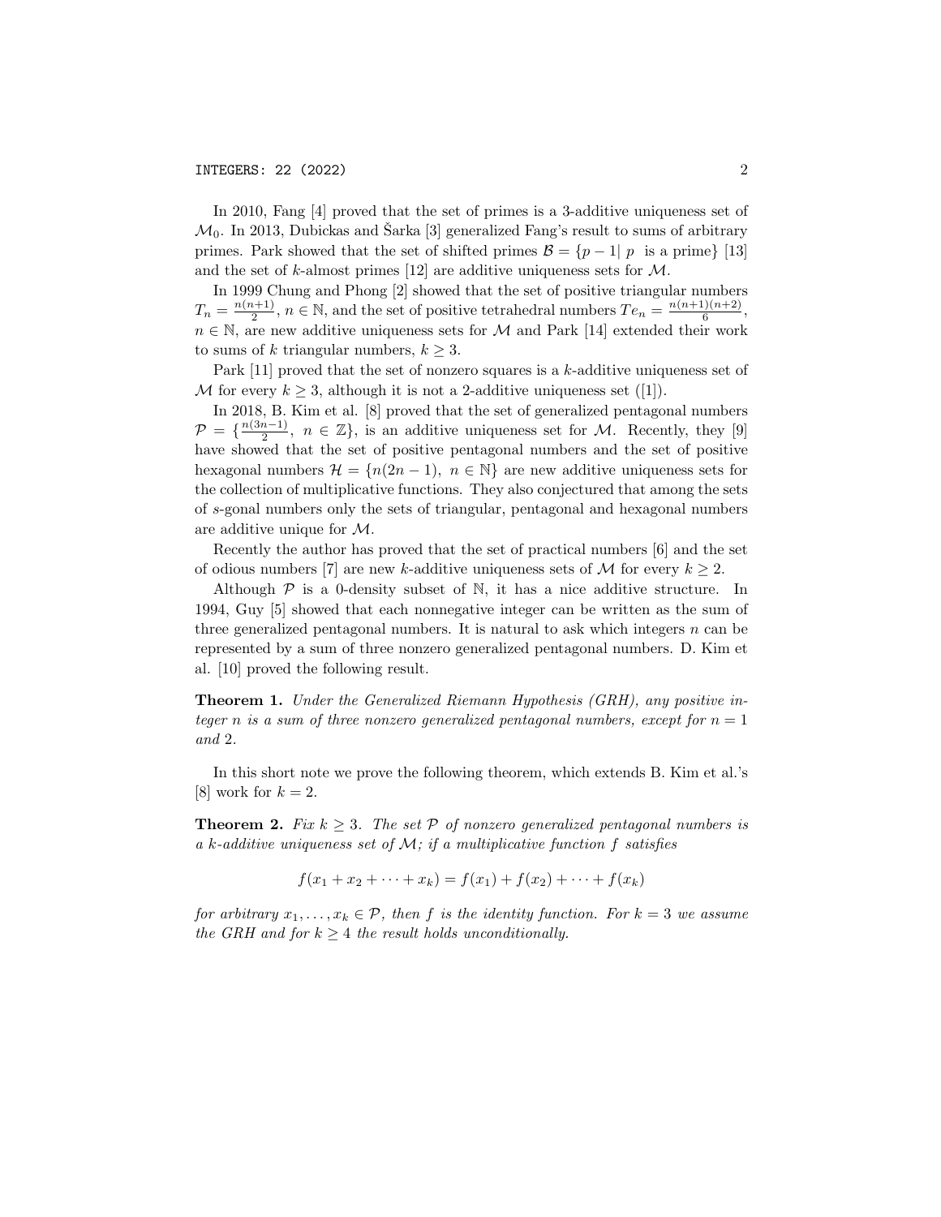In 2010, Fang [4] proved that the set of primes is a 3-additive uniqueness set of $\mathcal{M}_0$. In 2013, Dubickas and Šarka [3] generalized Fang's result to sums of arbitrary primes. Park showed that the set of shifted primes $\mathcal{B} = \{p-1 | \ p \ \text{ is a prime}\}$ [13] and the set of $k$-almost primes [12] are additive uniqueness sets for $\mathcal{M}$.

In 1999 Chung and Phong [2] showed that the set of positive triangular numbers $T_n = \frac{n(n+1)}{2}$, $n \in \mathbb{N}$, and the set of positive tetrahedral numbers $Te_n = \frac{n(n+1)(n+2)}{6}$, $n \in \mathbb{N}$, are new additive uniqueness sets for $\mathcal{M}$ and Park [14] extended their work to sums of $k$ triangular numbers, $k \geq 3$.

Park [11] proved that the set of nonzero squares is a $k$-additive uniqueness set of $\mathcal{M}$ for every $k \geq 3$, although it is not a 2-additive uniqueness set ([1]).

In 2018, B. Kim et al. [8] proved that the set of generalized pentagonal numbers $\mathcal{P} = \{\frac{n(3n-1)}{2}, \ n \in \mathbb{Z}\}$, is an additive uniqueness set for $\mathcal{M}$. Recently, they [9] have showed that the set of positive pentagonal numbers and the set of positive hexagonal numbers $\mathcal{H} = \{n(2n-1), \ n \in \mathbb{N}\}$ are new additive uniqueness sets for the collection of multiplicative functions. They also conjectured that among the sets of $s$-gonal numbers only the sets of triangular, pentagonal and hexagonal numbers are additive unique for $\mathcal{M}$.

Recently the author has proved that the set of practical numbers [6] and the set of odious numbers [7] are new $k$-additive uniqueness sets of $\mathcal{M}$ for every $k \geq 2$.

Although $\mathcal{P}$ is a 0-density subset of $\mathbb{N}$, it has a nice additive structure. In 1994, Guy [5] showed that each nonnegative integer can be written as the sum of three generalized pentagonal numbers. It is natural to ask which integers $n$ can be represented by a sum of three nonzero generalized pentagonal numbers. D. Kim et al. [10] proved the following result.

**Theorem 1.** *Under the Generalized Riemann Hypothesis (GRH), any positive integer $n$ is a sum of three nonzero generalized pentagonal numbers, except for $n = 1$ and 2.*

In this short note we prove the following theorem, which extends B. Kim et al.'s [8] work for $k = 2$.

**Theorem 2.** *Fix $k \geq 3$. The set $\mathcal{P}$ of nonzero generalized pentagonal numbers is a $k$-additive uniqueness set of $\mathcal{M}$; if a multiplicative function $f$ satisfies*

$$f(x_1 + x_2 + \cdots + x_k) = f(x_1) + f(x_2) + \cdots + f(x_k)$$

*for arbitrary $x_1, \ldots, x_k \in \mathcal{P}$, then $f$ is the identity function. For $k = 3$ we assume the GRH and for $k \geq 4$ the result holds unconditionally.*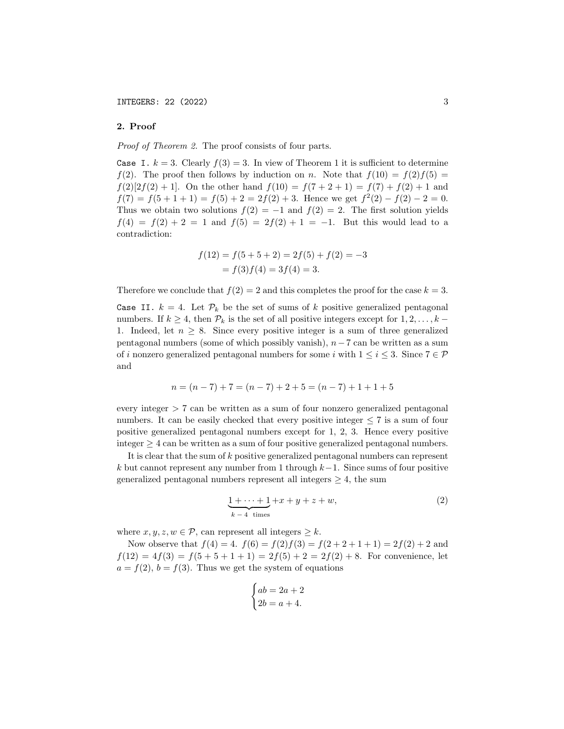## 2. Proof

*Proof of Theorem 2.* The proof consists of four parts.

`Case I.` $k = 3$. Clearly $f(3) = 3$. In view of Theorem 1 it is sufficient to determine $f(2)$. The proof then follows by induction on $n$. Note that $f(10) = f(2)f(5) = f(2)[2f(2) + 1]$. On the other hand $f(10) = f(7 + 2 + 1) = f(7) + f(2) + 1$ and $f(7) = f(5 + 1 + 1) = f(5) + 2 = 2f(2) + 3$. Hence we get $f^2(2) - f(2) - 2 = 0$. Thus we obtain two solutions $f(2) = -1$ and $f(2) = 2$. The first solution yields $f(4) = f(2) + 2 = 1$ and $f(5) = 2f(2) + 1 = -1$. But this would lead to a contradiction:

$$\begin{aligned} f(12) &= f(5 + 5 + 2) = 2f(5) + f(2) = -3 \\ &= f(3)f(4) = 3f(4) = 3. \end{aligned}$$

Therefore we conclude that $f(2) = 2$ and this completes the proof for the case $k = 3$.

`Case II.` $k = 4$. Let $\mathcal{P}_k$ be the set of sums of $k$ positive generalized pentagonal numbers. If $k \geq 4$, then $\mathcal{P}_k$ is the set of all positive integers except for $1, 2, \ldots, k - 1$. Indeed, let $n \geq 8$. Since every positive integer is a sum of three generalized pentagonal numbers (some of which possibly vanish), $n - 7$ can be written as a sum of $i$ nonzero generalized pentagonal numbers for some $i$ with $1 \leq i \leq 3$. Since $7 \in \mathcal{P}$ and

$$n = (n - 7) + 7 = (n - 7) + 2 + 5 = (n - 7) + 1 + 1 + 5$$

every integer $> 7$ can be written as a sum of four nonzero generalized pentagonal numbers. It can be easily checked that every positive integer $\leq 7$ is a sum of four positive generalized pentagonal numbers except for 1, 2, 3. Hence every positive integer $\geq 4$ can be written as a sum of four positive generalized pentagonal numbers.

It is clear that the sum of $k$ positive generalized pentagonal numbers can represent $k$ but cannot represent any number from 1 through $k-1$. Since sums of four positive generalized pentagonal numbers represent all integers $\geq 4$, the sum

$$\underbrace{1 + \cdots + 1}_{k\,-\,4 \text{ times}} + x + y + z + w, \tag{2}$$

where $x, y, z, w \in \mathcal{P}$, can represent all integers $\geq k$.

Now observe that $f(4) = 4$. $f(6) = f(2)f(3) = f(2 + 2 + 1 + 1) = 2f(2) + 2$ and $f(12) = 4f(3) = f(5 + 5 + 1 + 1) = 2f(5) + 2 = 2f(2) + 8$. For convenience, let $a = f(2)$, $b = f(3)$. Thus we get the system of equations

$$\begin{cases} ab = 2a + 2 \\ 2b = a + 4. \end{cases}$$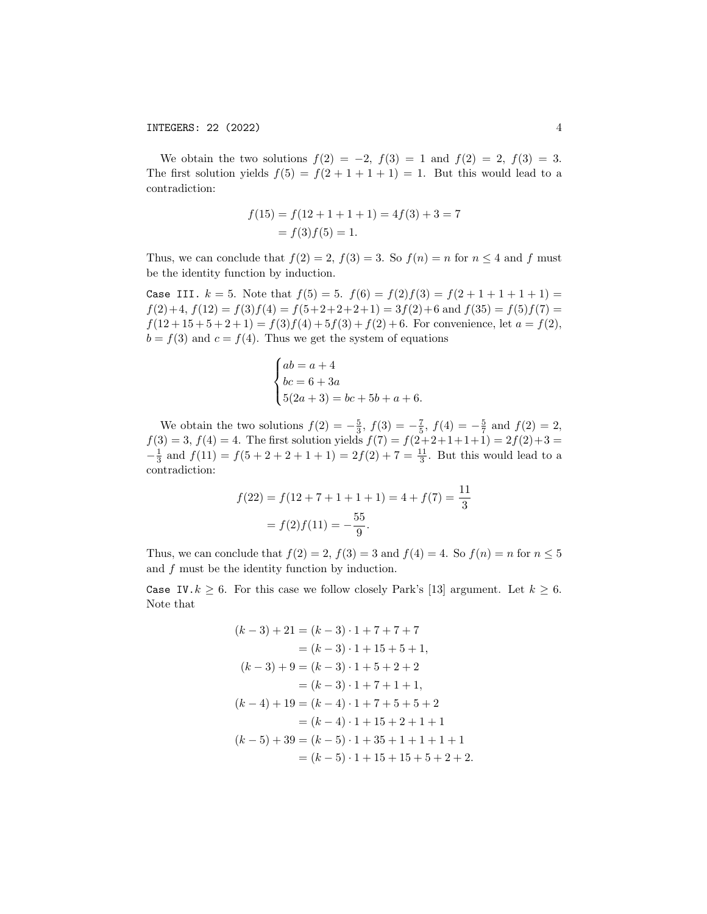We obtain the two solutions $f(2) = -2$, $f(3) = 1$ and $f(2) = 2$, $f(3) = 3$. The first solution yields $f(5) = f(2+1+1+1) = 1$. But this would lead to a contradiction:

$$\begin{aligned} f(15) &= f(12+1+1+1) = 4f(3) + 3 = 7 \\ &= f(3)f(5) = 1. \end{aligned}$$

Thus, we can conclude that $f(2) = 2$, $f(3) = 3$. So $f(n) = n$ for $n \leq 4$ and $f$ must be the identity function by induction.

`Case III.` $k = 5$. Note that $f(5) = 5$. $f(6) = f(2)f(3) = f(2+1+1+1+1) = f(2)+4$, $f(12) = f(3)f(4) = f(5+2+2+2+1) = 3f(2)+6$ and $f(35) = f(5)f(7) = f(12+15+5+2+1) = f(3)f(4)+5f(3)+f(2)+6$. For convenience, let $a = f(2)$, $b = f(3)$ and $c = f(4)$. Thus we get the system of equations

$$\begin{cases} ab = a+4 \\ bc = 6+3a \\ 5(2a+3) = bc + 5b + a + 6. \end{cases}$$

We obtain the two solutions $f(2) = -\frac{5}{3}$, $f(3) = -\frac{7}{5}$, $f(4) = -\frac{5}{7}$ and $f(2) = 2$, $f(3) = 3$, $f(4) = 4$. The first solution yields $f(7) = f(2+2+1+1+1) = 2f(2)+3 = -\frac{1}{3}$ and $f(11) = f(5+2+2+1+1) = 2f(2)+7 = \frac{11}{3}$. But this would lead to a contradiction:

$$\begin{aligned} f(22) &= f(12+7+1+1+1) = 4 + f(7) = \frac{11}{3} \\ &= f(2)f(11) = -\frac{55}{9}. \end{aligned}$$

Thus, we can conclude that $f(2) = 2$, $f(3) = 3$ and $f(4) = 4$. So $f(n) = n$ for $n \leq 5$ and $f$ must be the identity function by induction.

`Case IV.` $k \geq 6$. For this case we follow closely Park's [13] argument. Let $k \geq 6$. Note that

$$\begin{aligned} (k-3) + 21 &= (k-3) \cdot 1 + 7 + 7 + 7 \\ &= (k-3) \cdot 1 + 15 + 5 + 1, \\ (k-3) + 9 &= (k-3) \cdot 1 + 5 + 2 + 2 \\ &= (k-3) \cdot 1 + 7 + 1 + 1, \\ (k-4) + 19 &= (k-4) \cdot 1 + 7 + 5 + 5 + 2 \\ &= (k-4) \cdot 1 + 15 + 2 + 1 + 1 \\ (k-5) + 39 &= (k-5) \cdot 1 + 35 + 1 + 1 + 1 + 1 \\ &= (k-5) \cdot 1 + 15 + 15 + 5 + 2 + 2. \end{aligned}$$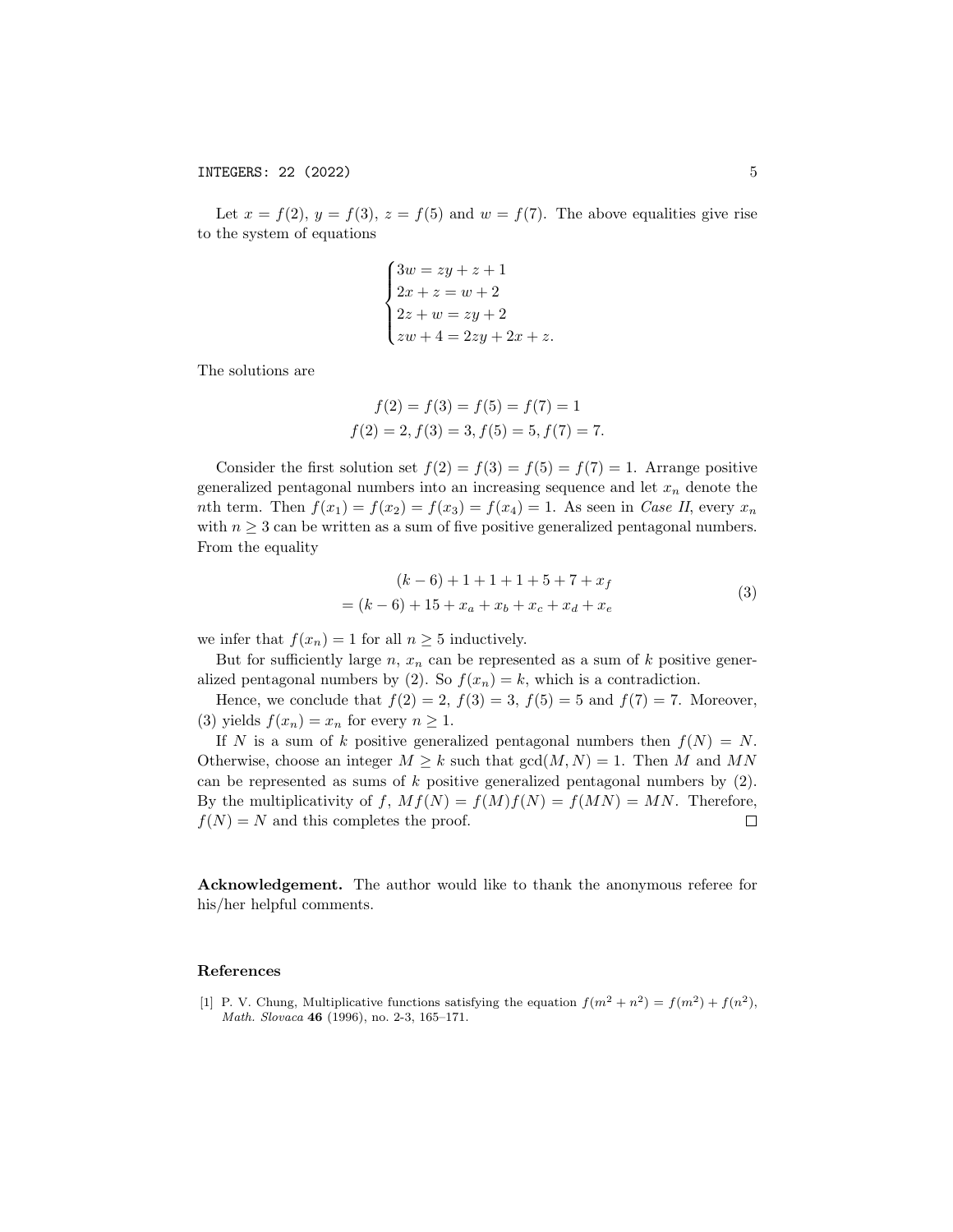Let $x = f(2)$, $y = f(3)$, $z = f(5)$ and $w = f(7)$. The above equalities give rise to the system of equations

$$\begin{cases} 3w = zy + z + 1 \\ 2x + z = w + 2 \\ 2z + w = zy + 2 \\ zw + 4 = 2zy + 2x + z. \end{cases}$$

The solutions are

$$f(2) = f(3) = f(5) = f(7) = 1$$
$$f(2) = 2, f(3) = 3, f(5) = 5, f(7) = 7.$$

Consider the first solution set $f(2) = f(3) = f(5) = f(7) = 1$. Arrange positive generalized pentagonal numbers into an increasing sequence and let $x_n$ denote the $n$th term. Then $f(x_1) = f(x_2) = f(x_3) = f(x_4) = 1$. As seen in *Case II*, every $x_n$ with $n \geq 3$ can be written as a sum of five positive generalized pentagonal numbers. From the equality

$$\begin{aligned} &(k-6) + 1 + 1 + 1 + 5 + 7 + x_f \\ = &(k-6) + 15 + x_a + x_b + x_c + x_d + x_e \end{aligned} \tag{3}$$

we infer that $f(x_n) = 1$ for all $n \geq 5$ inductively.

But for sufficiently large $n$, $x_n$ can be represented as a sum of $k$ positive generalized pentagonal numbers by (2). So $f(x_n) = k$, which is a contradiction.

Hence, we conclude that $f(2) = 2$, $f(3) = 3$, $f(5) = 5$ and $f(7) = 7$. Moreover, (3) yields $f(x_n) = x_n$ for every $n \geq 1$.

If $N$ is a sum of $k$ positive generalized pentagonal numbers then $f(N) = N$. Otherwise, choose an integer $M \geq k$ such that $\gcd(M, N) = 1$. Then $M$ and $MN$ can be represented as sums of $k$ positive generalized pentagonal numbers by (2). By the multiplicativity of $f$, $Mf(N) = f(M)f(N) = f(MN) = MN$. Therefore, $f(N) = N$ and this completes the proof. □

**Acknowledgement.** The author would like to thank the anonymous referee for his/her helpful comments.

## References

[1] P. V. Chung, Multiplicative functions satisfying the equation $f(m^2 + n^2) = f(m^2) + f(n^2)$, *Math. Slovaca* **46** (1996), no. 2-3, 165–171.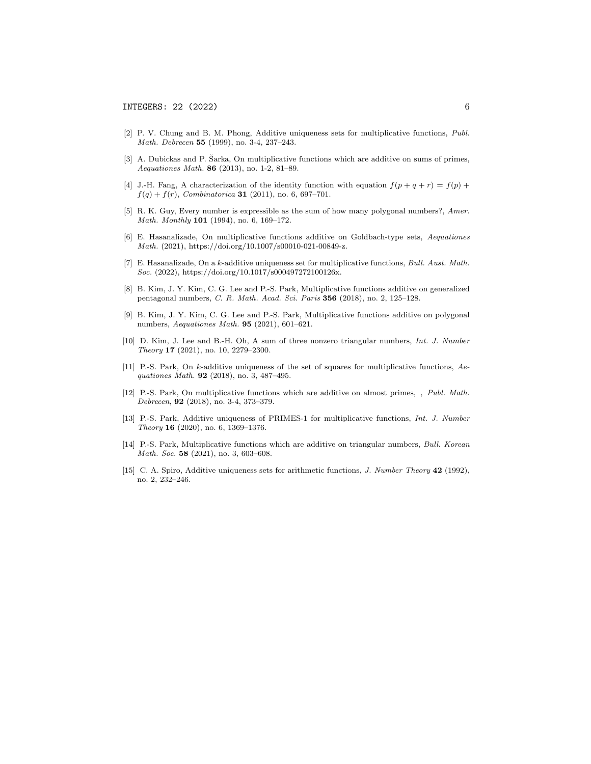[2] P. V. Chung and B. M. Phong, Additive uniqueness sets for multiplicative functions, *Publ. Math. Debrecen* **55** (1999), no. 3-4, 237–243.

[3] A. Dubickas and P. Šarka, On multiplicative functions which are additive on sums of primes, *Aequationes Math.* **86** (2013), no. 1-2, 81–89.

[4] J.-H. Fang, A characterization of the identity function with equation $f(p+q+r) = f(p) + f(q) + f(r)$, *Combinatorica* **31** (2011), no. 6, 697–701.

[5] R. K. Guy, Every number is expressible as the sum of how many polygonal numbers?, *Amer. Math. Monthly* **101** (1994), no. 6, 169–172.

[6] E. Hasanalizade, On multiplicative functions additive on Goldbach-type sets, *Aequationes Math.* (2021), https://doi.org/10.1007/s00010-021-00849-z.

[7] E. Hasanalizade, On a $k$-additive uniqueness set for multiplicative functions, *Bull. Aust. Math. Soc.* (2022), https://doi.org/10.1017/s000497272100126x.

[8] B. Kim, J. Y. Kim, C. G. Lee and P.-S. Park, Multiplicative functions additive on generalized pentagonal numbers, *C. R. Math. Acad. Sci. Paris* **356** (2018), no. 2, 125–128.

[9] B. Kim, J. Y. Kim, C. G. Lee and P.-S. Park, Multiplicative functions additive on polygonal numbers, *Aequationes Math.* **95** (2021), 601–621.

[10] D. Kim, J. Lee and B.-H. Oh, A sum of three nonzero triangular numbers, *Int. J. Number Theory* **17** (2021), no. 10, 2279–2300.

[11] P.-S. Park, On $k$-additive uniqueness of the set of squares for multiplicative functions, *Aequationes Math.* **92** (2018), no. 3, 487–495.

[12] P.-S. Park, On multiplicative functions which are additive on almost primes, , *Publ. Math. Debrecen*, **92** (2018), no. 3-4, 373–379.

[13] P.-S. Park, Additive uniqueness of PRIMES-1 for multiplicative functions, *Int. J. Number Theory* **16** (2020), no. 6, 1369–1376.

[14] P.-S. Park, Multiplicative functions which are additive on triangular numbers, *Bull. Korean Math. Soc.* **58** (2021), no. 3, 603–608.

[15] C. A. Spiro, Additive uniqueness sets for arithmetic functions, *J. Number Theory* **42** (1992), no. 2, 232–246.